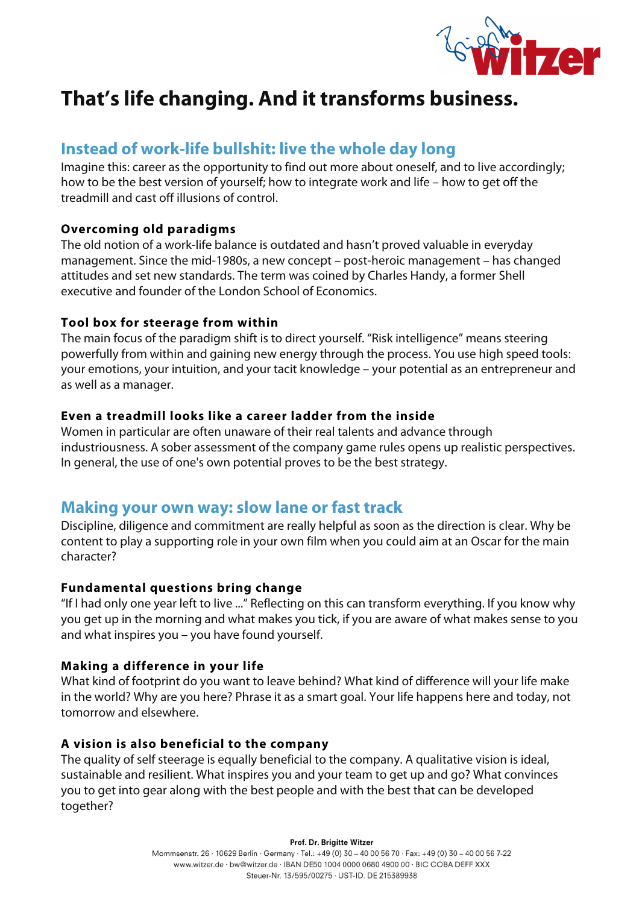# That's life changing. And it transforms business.

## Instead of work-life bullshit: live the whole day long

Imagine this: career as the opportunity to find out more about oneself, and to live accordingly; how to be the best version of yourself; how to integrate work and life – how to get off the treadmill and cast off illusions of control.

### Overcoming old paradigms

The old notion of a work-life balance is outdated and hasn't proved valuable in everyday management. Since the mid-1980s, a new concept – post-heroic management – has changed attitudes and set new standards. The term was coined by Charles Handy, a former Shell executive and founder of the London School of Economics.

### Tool box for steerage from within

The main focus of the paradigm shift is to direct yourself. "Risk intelligence" means steering powerfully from within and gaining new energy through the process. You use high speed tools: your emotions, your intuition, and your tacit knowledge – your potential as an entrepreneur and as well as a manager.

### Even a treadmill looks like a career ladder from the inside

Women in particular are often unaware of their real talents and advance through industriousness. A sober assessment of the company game rules opens up realistic perspectives. In general, the use of one's own potential proves to be the best strategy.

## Making your own way: slow lane or fast track

Discipline, diligence and commitment are really helpful as soon as the direction is clear. Why be content to play a supporting role in your own film when you could aim at an Oscar for the main character?

### Fundamental questions bring change

"If I had only one year left to live ..." Reflecting on this can transform everything. If you know why you get up in the morning and what makes you tick, if you are aware of what makes sense to you and what inspires you – you have found yourself.

### Making a difference in your life

What kind of footprint do you want to leave behind? What kind of difference will your life make in the world? Why are you here? Phrase it as a smart goal. Your life happens here and today, not tomorrow and elsewhere.

### A vision is also beneficial to the company

The quality of self steerage is equally beneficial to the company. A qualitative vision is ideal, sustainable and resilient. What inspires you and your team to get up and go? What convinces you to get into gear along with the best people and with the best that can be developed together?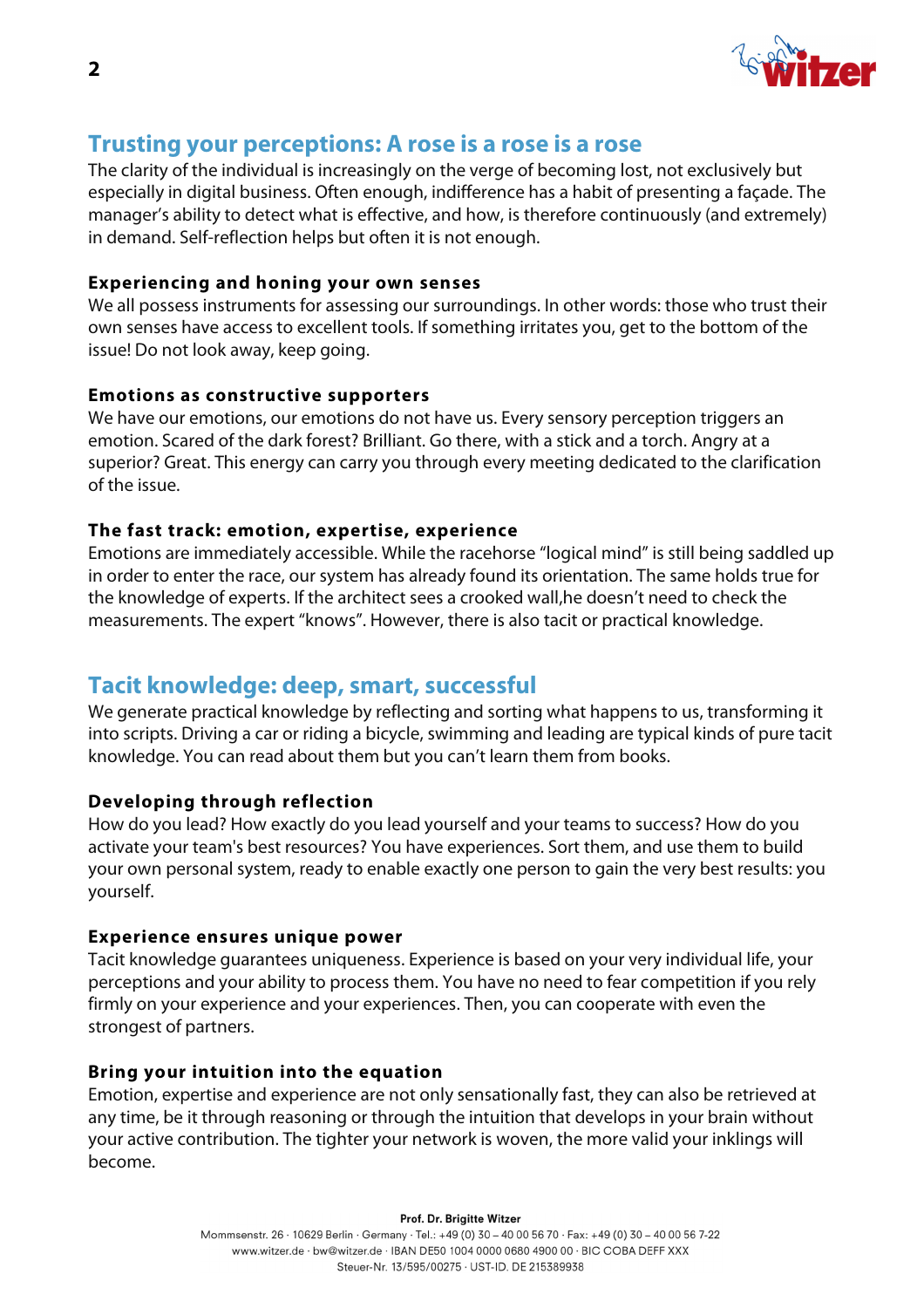## Trusting your perceptions: A rose is a rose is a rose

The clarity of the individual is increasingly on the verge of becoming lost, not exclusively but especially in digital business. Often enough, indifference has a habit of presenting a façade. The manager's ability to detect what is effective, and how, is therefore continuously (and extremely) in demand. Self-reflection helps but often it is not enough.

### Experiencing and honing your own senses

We all possess instruments for assessing our surroundings. In other words: those who trust their own senses have access to excellent tools. If something irritates you, get to the bottom of the issue! Do not look away, keep going.

### Emotions as constructive supporters

We have our emotions, our emotions do not have us. Every sensory perception triggers an emotion. Scared of the dark forest? Brilliant. Go there, with a stick and a torch. Angry at a superior? Great. This energy can carry you through every meeting dedicated to the clarification of the issue.

### The fast track: emotion, expertise, experience

Emotions are immediately accessible. While the racehorse "logical mind" is still being saddled up in order to enter the race, our system has already found its orientation. The same holds true for the knowledge of experts. If the architect sees a crooked wall,he doesn't need to check the measurements. The expert "knows". However, there is also tacit or practical knowledge.

## Tacit knowledge: deep, smart, successful

We generate practical knowledge by reflecting and sorting what happens to us, transforming it into scripts. Driving a car or riding a bicycle, swimming and leading are typical kinds of pure tacit knowledge. You can read about them but you can't learn them from books.

### Developing through reflection

How do you lead? How exactly do you lead yourself and your teams to success? How do you activate your team's best resources? You have experiences. Sort them, and use them to build your own personal system, ready to enable exactly one person to gain the very best results: you yourself.

### Experience ensures unique power

Tacit knowledge guarantees uniqueness. Experience is based on your very individual life, your perceptions and your ability to process them. You have no need to fear competition if you rely firmly on your experience and your experiences. Then, you can cooperate with even the strongest of partners.

### Bring your intuition into the equation

Emotion, expertise and experience are not only sensationally fast, they can also be retrieved at any time, be it through reasoning or through the intuition that develops in your brain without your active contribution. The tighter your network is woven, the more valid your inklings will become.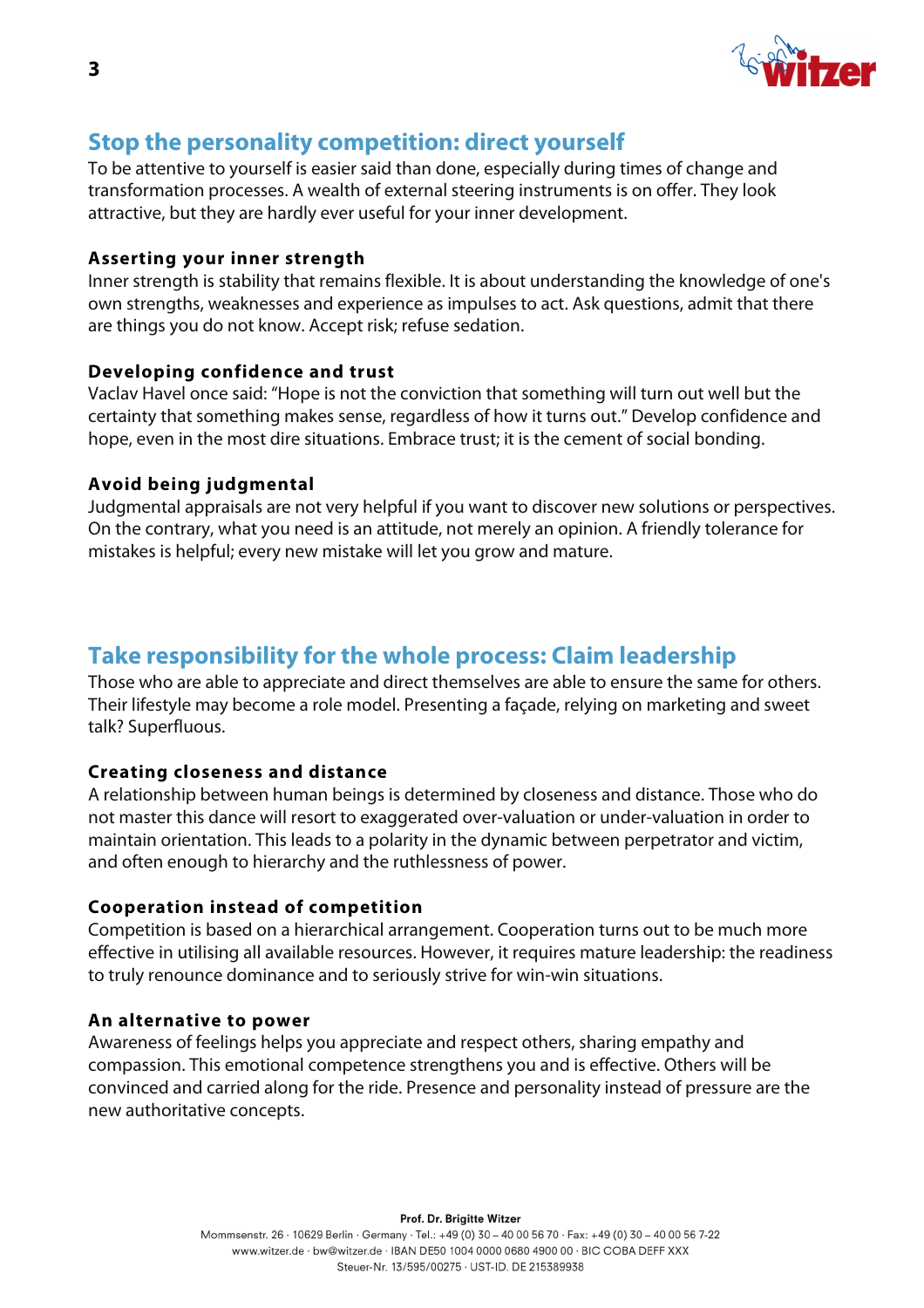## Stop the personality competition: direct yourself

To be attentive to yourself is easier said than done, especially during times of change and transformation processes. A wealth of external steering instruments is on offer. They look attractive, but they are hardly ever useful for your inner development.

### Asserting your inner strength

Inner strength is stability that remains flexible. It is about understanding the knowledge of one's own strengths, weaknesses and experience as impulses to act. Ask questions, admit that there are things you do not know. Accept risk; refuse sedation.

### Developing confidence and trust

Vaclav Havel once said: "Hope is not the conviction that something will turn out well but the certainty that something makes sense, regardless of how it turns out." Develop confidence and hope, even in the most dire situations. Embrace trust; it is the cement of social bonding.

### Avoid being judgmental

Judgmental appraisals are not very helpful if you want to discover new solutions or perspectives. On the contrary, what you need is an attitude, not merely an opinion. A friendly tolerance for mistakes is helpful; every new mistake will let you grow and mature.

## Take responsibility for the whole process: Claim leadership

Those who are able to appreciate and direct themselves are able to ensure the same for others. Their lifestyle may become a role model. Presenting a façade, relying on marketing and sweet talk? Superfluous.

### Creating closeness and distance

A relationship between human beings is determined by closeness and distance. Those who do not master this dance will resort to exaggerated over-valuation or under-valuation in order to maintain orientation. This leads to a polarity in the dynamic between perpetrator and victim, and often enough to hierarchy and the ruthlessness of power.

### Cooperation instead of competition

Competition is based on a hierarchical arrangement. Cooperation turns out to be much more effective in utilising all available resources. However, it requires mature leadership: the readiness to truly renounce dominance and to seriously strive for win-win situations.

### An alternative to power

Awareness of feelings helps you appreciate and respect others, sharing empathy and compassion. This emotional competence strengthens you and is effective. Others will be convinced and carried along for the ride. Presence and personality instead of pressure are the new authoritative concepts.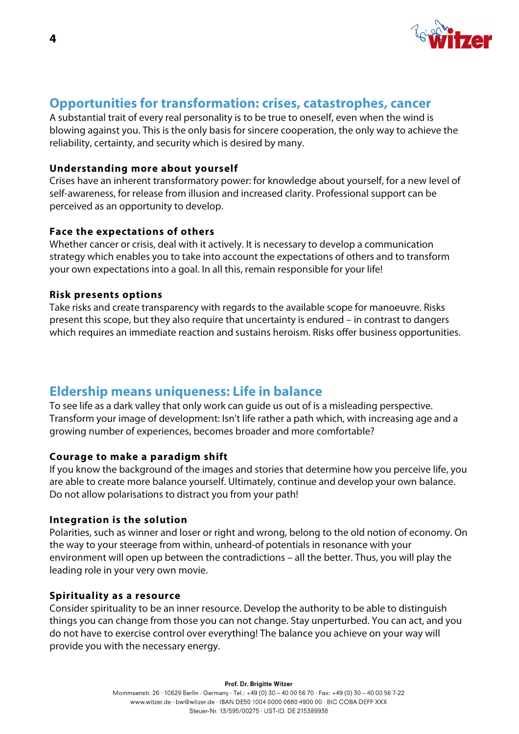## Opportunities for transformation: crises, catastrophes, cancer

A substantial trait of every real personality is to be true to oneself, even when the wind is blowing against you. This is the only basis for sincere cooperation, the only way to achieve the reliability, certainty, and security which is desired by many.

### Understanding more about yourself

Crises have an inherent transformatory power: for knowledge about yourself, for a new level of self-awareness, for release from illusion and increased clarity. Professional support can be perceived as an opportunity to develop.

### Face the expectations of others

Whether cancer or crisis, deal with it actively. It is necessary to develop a communication strategy which enables you to take into account the expectations of others and to transform your own expectations into a goal. In all this, remain responsible for your life!

### Risk presents options

Take risks and create transparency with regards to the available scope for manoeuvre. Risks present this scope, but they also require that uncertainty is endured – in contrast to dangers which requires an immediate reaction and sustains heroism. Risks offer business opportunities.

## Eldership means uniqueness: Life in balance

To see life as a dark valley that only work can guide us out of is a misleading perspective. Transform your image of development: Isn't life rather a path which, with increasing age and a growing number of experiences, becomes broader and more comfortable?

### Courage to make a paradigm shift

If you know the background of the images and stories that determine how you perceive life, you are able to create more balance yourself. Ultimately, continue and develop your own balance. Do not allow polarisations to distract you from your path!

### Integration is the solution

Polarities, such as winner and loser or right and wrong, belong to the old notion of economy. On the way to your steerage from within, unheard-of potentials in resonance with your environment will open up between the contradictions – all the better. Thus, you will play the leading role in your very own movie.

### Spirituality as a resource

Consider spirituality to be an inner resource. Develop the authority to be able to distinguish things you can change from those you can not change. Stay unperturbed. You can act, and you do not have to exercise control over everything! The balance you achieve on your way will provide you with the necessary energy.